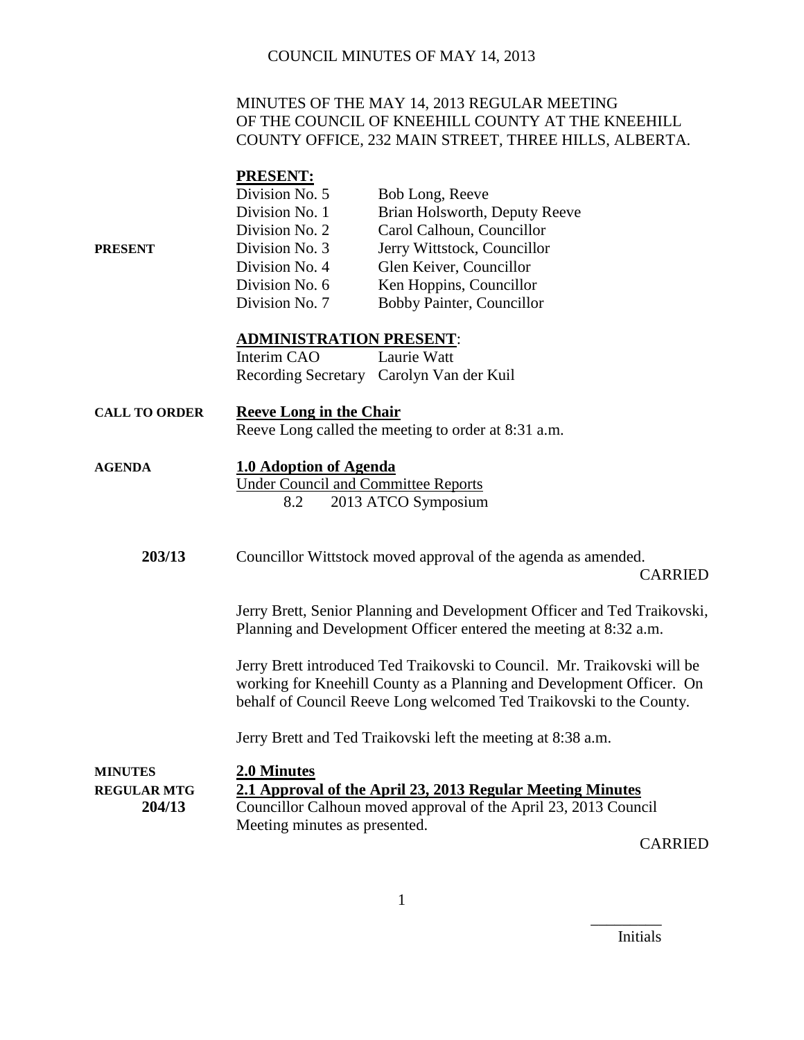MINUTES OF THE MAY 14, 2013 REGULAR MEETING OF THE COUNCIL OF KNEEHILL COUNTY AT THE KNEEHILL COUNTY OFFICE, 232 MAIN STREET, THREE HILLS, ALBERTA.

**PRESENT**

**PRESENT:**

| | |
|---|---|
| Division No. 5 | Bob Long, Reeve |
| Division No. 1 | Brian Holsworth, Deputy Reeve |
| Division No. 2 | Carol Calhoun, Councillor |
| Division No. 3 | Jerry Wittstock, Councillor |
| Division No. 4 | Glen Keiver, Councillor |
| Division No. 6 | Ken Hoppins, Councillor |
| Division No. 7 | Bobby Painter, Councillor |

**ADMINISTRATION PRESENT**:

| | |
|---|---|
| Interim CAO | Laurie Watt |
| Recording Secretary | Carolyn Van der Kuil |

**CALL TO ORDER**

**Reeve Long in the Chair**

Reeve Long called the meeting to order at 8:31 a.m.

**AGENDA**

**1.0 Adoption of Agenda**

Under Council and Committee Reports
8.2 2013 ATCO Symposium

**203/13** Councillor Wittstock moved approval of the agenda as amended.

CARRIED

Jerry Brett, Senior Planning and Development Officer and Ted Traikovski, Planning and Development Officer entered the meeting at 8:32 a.m.

Jerry Brett introduced Ted Traikovski to Council. Mr. Traikovski will be working for Kneehill County as a Planning and Development Officer. On behalf of Council Reeve Long welcomed Ted Traikovski to the County.

Jerry Brett and Ted Traikovski left the meeting at 8:38 a.m.

**MINUTES**

**2.0 Minutes**

**REGULAR MTG**

**2.1 Approval of the April 23, 2013 Regular Meeting Minutes**

**204/13** Councillor Calhoun moved approval of the April 23, 2013 Council Meeting minutes as presented.

CARRIED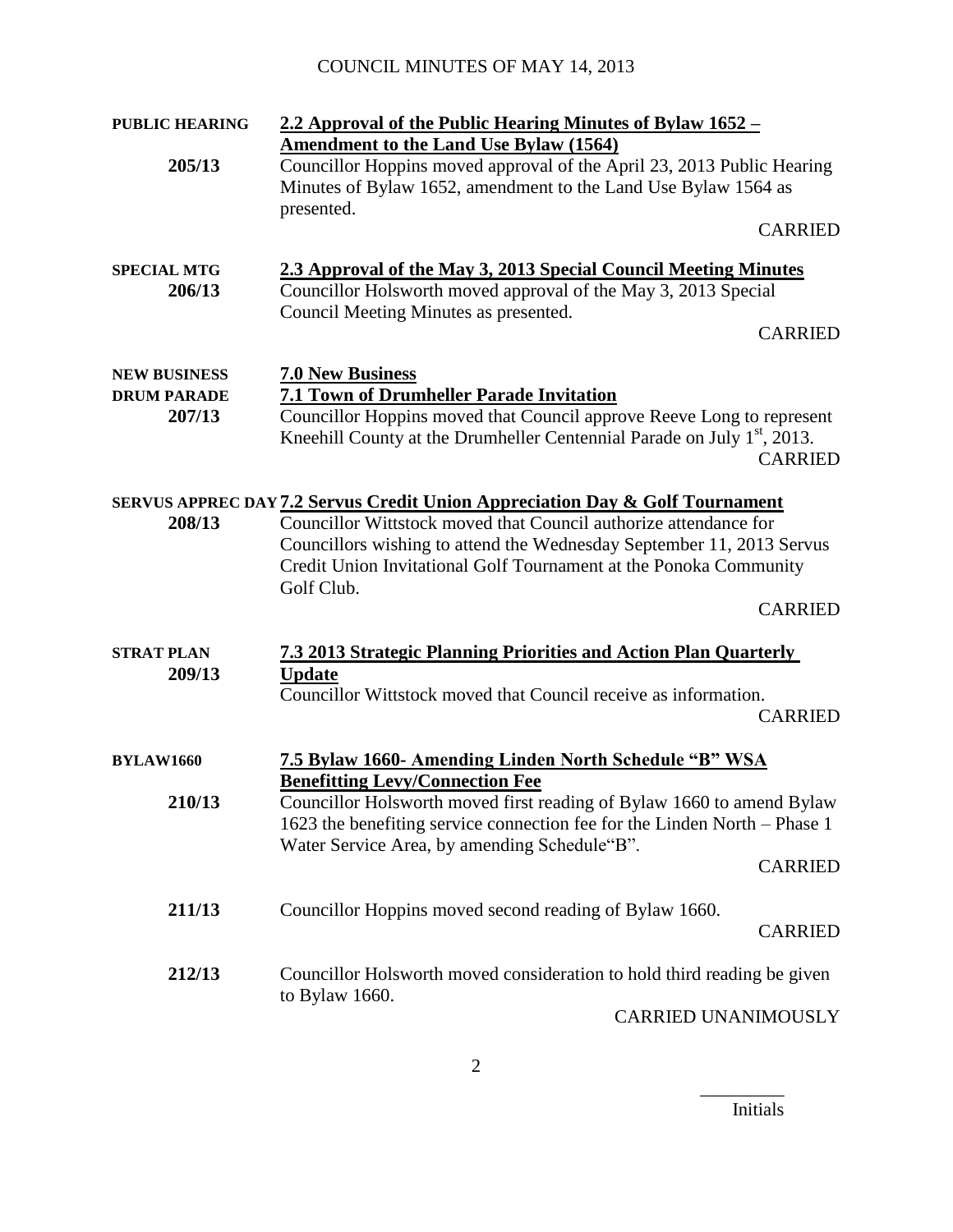**PUBLIC HEARING** **2.2 Approval of the Public Hearing Minutes of Bylaw 1652 – Amendment to the Land Use Bylaw (1564)**

**205/13** Councillor Hoppins moved approval of the April 23, 2013 Public Hearing Minutes of Bylaw 1652, amendment to the Land Use Bylaw 1564 as presented.

CARRIED

**SPECIAL MTG** **2.3 Approval of the May 3, 2013 Special Council Meeting Minutes**

**206/13** Councillor Holsworth moved approval of the May 3, 2013 Special Council Meeting Minutes as presented.

CARRIED

**NEW BUSINESS** **7.0 New Business**

**DRUM PARADE** **7.1 Town of Drumheller Parade Invitation**

**207/13** Councillor Hoppins moved that Council approve Reeve Long to represent Kneehill County at the Drumheller Centennial Parade on July 1st, 2013.

CARRIED

**SERVUS APPREC DAY** **7.2 Servus Credit Union Appreciation Day & Golf Tournament**

**208/13** Councillor Wittstock moved that Council authorize attendance for Councillors wishing to attend the Wednesday September 11, 2013 Servus Credit Union Invitational Golf Tournament at the Ponoka Community Golf Club.

CARRIED

**STRAT PLAN** **7.3 2013 Strategic Planning Priorities and Action Plan Quarterly Update**

**209/13** Councillor Wittstock moved that Council receive as information.

CARRIED

**BYLAW1660** **7.5 Bylaw 1660- Amending Linden North Schedule "B" WSA Benefitting Levy/Connection Fee**

**210/13** Councillor Holsworth moved first reading of Bylaw 1660 to amend Bylaw 1623 the benefiting service connection fee for the Linden North – Phase 1 Water Service Area, by amending Schedule"B".

CARRIED

**211/13** Councillor Hoppins moved second reading of Bylaw 1660.

CARRIED

**212/13** Councillor Holsworth moved consideration to hold third reading be given to Bylaw 1660.

CARRIED UNANIMOUSLY

_________
Initials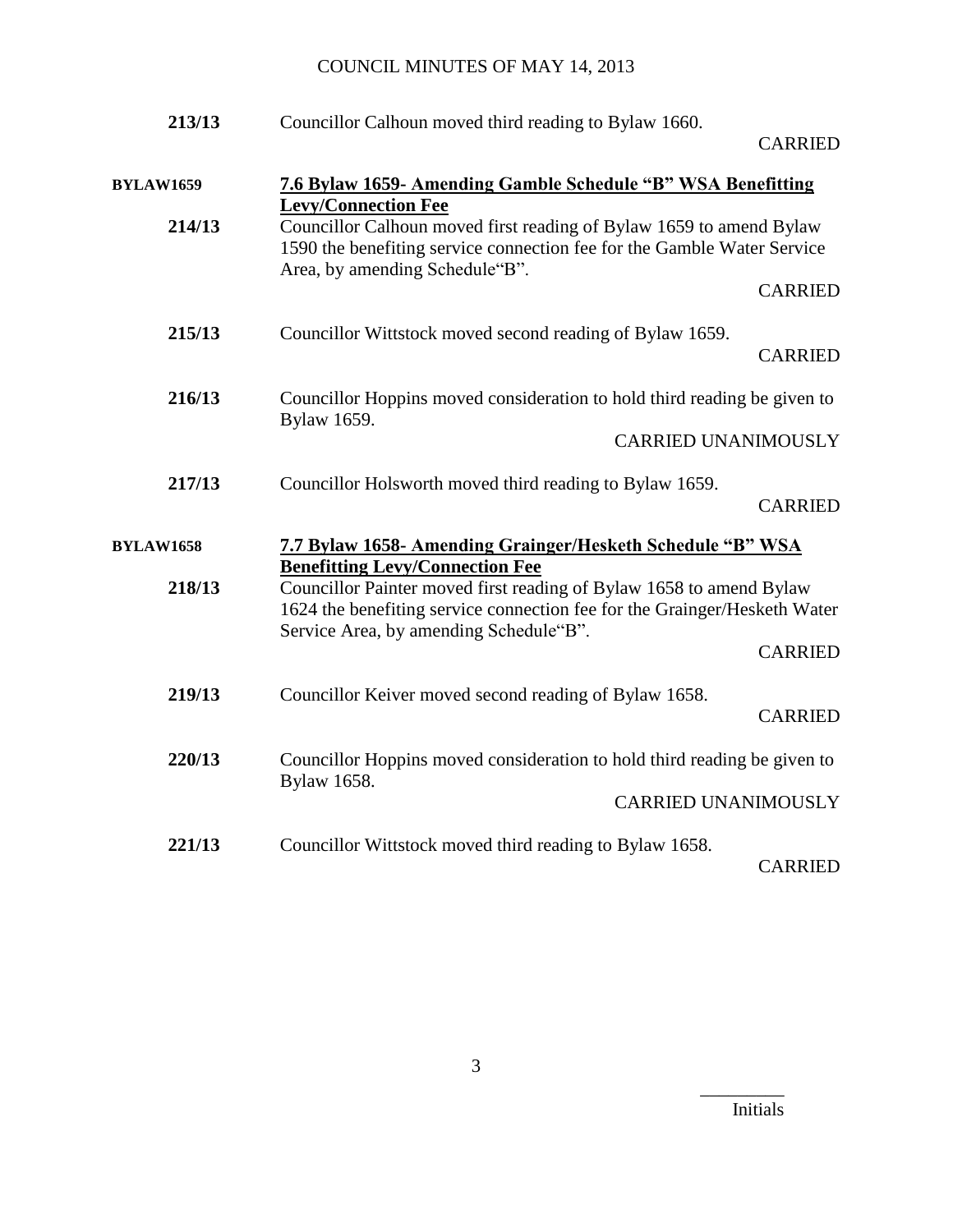**213/13** Councillor Calhoun moved third reading to Bylaw 1660.

CARRIED

**BYLAW1659** **7.6 Bylaw 1659- Amending Gamble Schedule "B" WSA Benefitting Levy/Connection Fee**

**214/13** Councillor Calhoun moved first reading of Bylaw 1659 to amend Bylaw 1590 the benefiting service connection fee for the Gamble Water Service Area, by amending Schedule"B".

CARRIED

**215/13** Councillor Wittstock moved second reading of Bylaw 1659.

CARRIED

**216/13** Councillor Hoppins moved consideration to hold third reading be given to Bylaw 1659.

CARRIED UNANIMOUSLY

**217/13** Councillor Holsworth moved third reading to Bylaw 1659.

CARRIED

**BYLAW1658** **7.7 Bylaw 1658- Amending Grainger/Hesketh Schedule "B" WSA Benefitting Levy/Connection Fee**

**218/13** Councillor Painter moved first reading of Bylaw 1658 to amend Bylaw 1624 the benefiting service connection fee for the Grainger/Hesketh Water Service Area, by amending Schedule"B".

CARRIED

**219/13** Councillor Keiver moved second reading of Bylaw 1658.

CARRIED

**220/13** Councillor Hoppins moved consideration to hold third reading be given to Bylaw 1658.

CARRIED UNANIMOUSLY

**221/13** Councillor Wittstock moved third reading to Bylaw 1658.

CARRIED

_________
Initials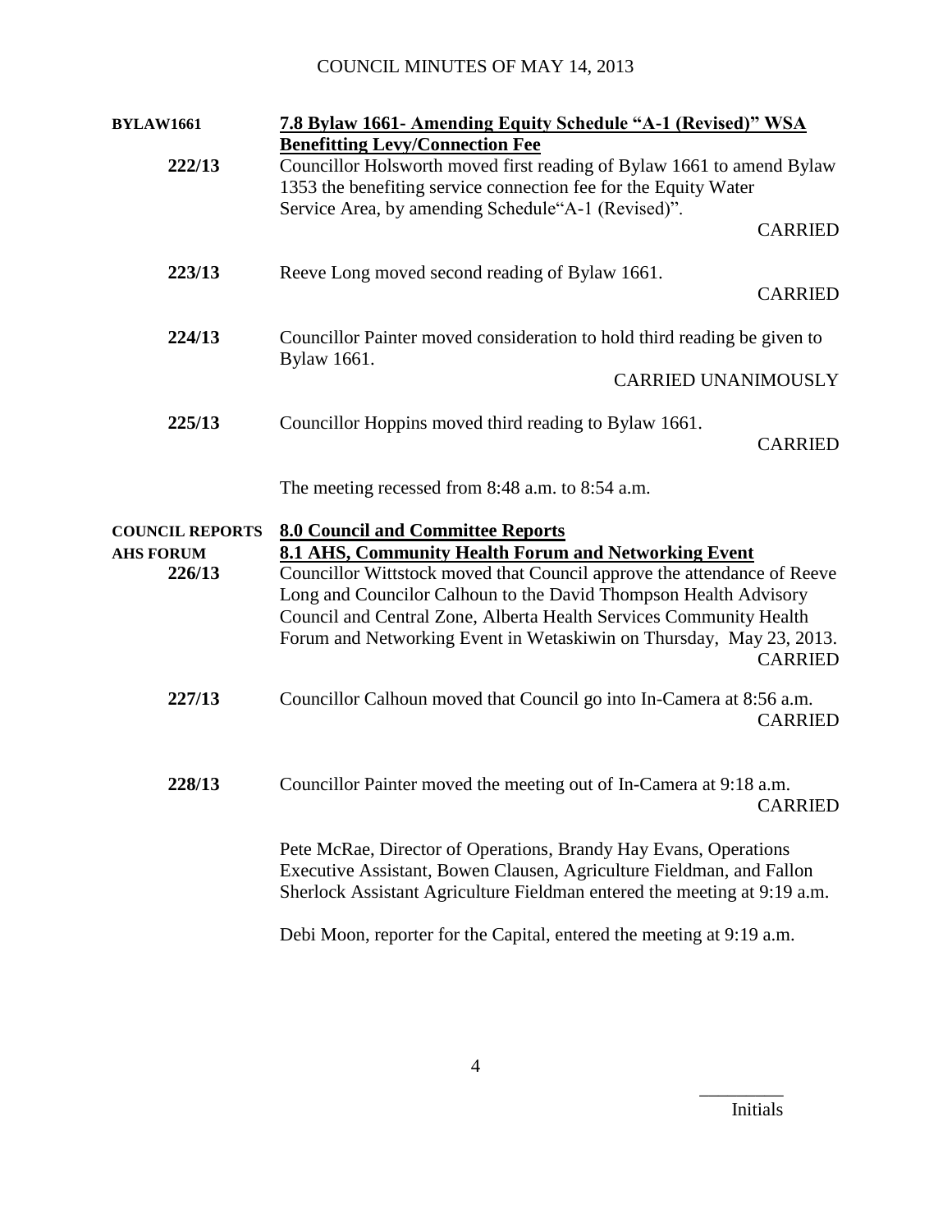**BYLAW1661** **7.8 Bylaw 1661- Amending Equity Schedule "A-1 (Revised)" WSA Benefitting Levy/Connection Fee**

**222/13** Councillor Holsworth moved first reading of Bylaw 1661 to amend Bylaw 1353 the benefiting service connection fee for the Equity Water Service Area, by amending Schedule"A-1 (Revised)".

CARRIED

**223/13** Reeve Long moved second reading of Bylaw 1661.

CARRIED

**224/13** Councillor Painter moved consideration to hold third reading be given to Bylaw 1661.

CARRIED UNANIMOUSLY

**225/13** Councillor Hoppins moved third reading to Bylaw 1661.

CARRIED

The meeting recessed from 8:48 a.m. to 8:54 a.m.

**COUNCIL REPORTS** **8.0 Council and Committee Reports**

**AHS FORUM** **8.1 AHS, Community Health Forum and Networking Event**

**226/13** Councillor Wittstock moved that Council approve the attendance of Reeve Long and Councilor Calhoun to the David Thompson Health Advisory Council and Central Zone, Alberta Health Services Community Health Forum and Networking Event in Wetaskiwin on Thursday, May 23, 2013.

CARRIED

**227/13** Councillor Calhoun moved that Council go into In-Camera at 8:56 a.m.

CARRIED

**228/13** Councillor Painter moved the meeting out of In-Camera at 9:18 a.m.

CARRIED

Pete McRae, Director of Operations, Brandy Hay Evans, Operations Executive Assistant, Bowen Clausen, Agriculture Fieldman, and Fallon Sherlock Assistant Agriculture Fieldman entered the meeting at 9:19 a.m.

Debi Moon, reporter for the Capital, entered the meeting at 9:19 a.m.

_________
Initials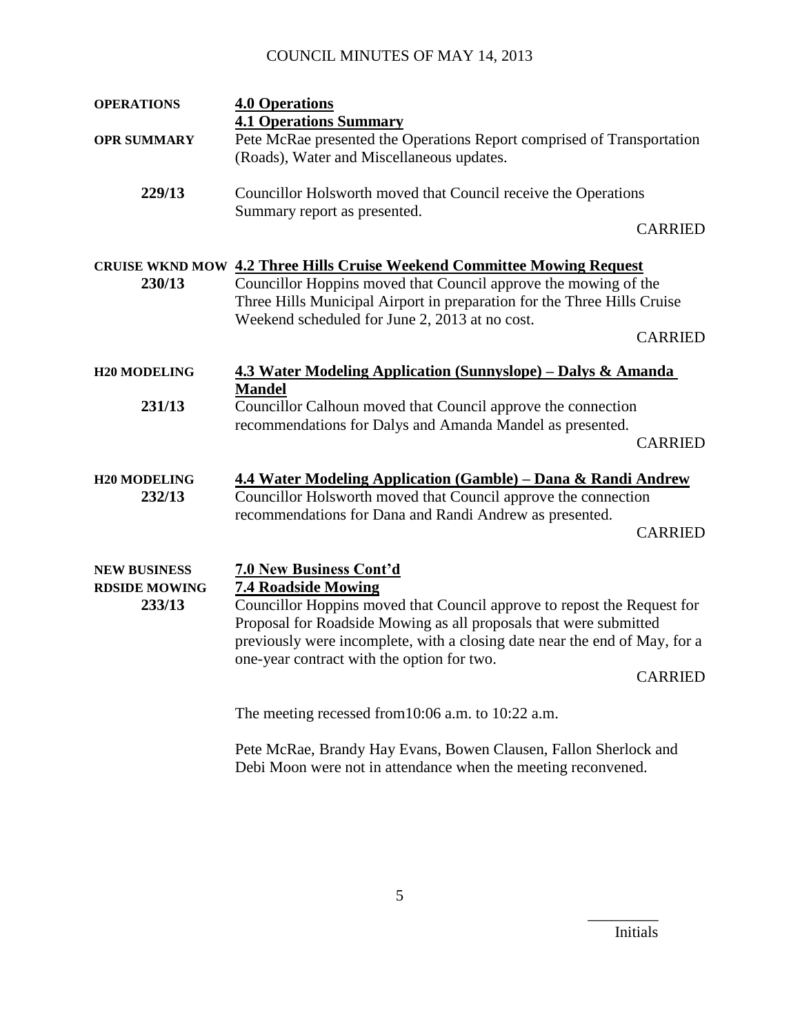| | |
|---|---|
| **OPERATIONS** | **4.0 Operations** |
| | **4.1 Operations Summary** |
| **OPR SUMMARY** | Pete McRae presented the Operations Report comprised of Transportation (Roads), Water and Miscellaneous updates. |
| **229/13** | Councillor Holsworth moved that Council receive the Operations Summary report as presented. CARRIED |
| **CRUISE WKND MOW** | **4.2 Three Hills Cruise Weekend Committee Mowing Request** |
| **230/13** | Councillor Hoppins moved that Council approve the mowing of the Three Hills Municipal Airport in preparation for the Three Hills Cruise Weekend scheduled for June 2, 2013 at no cost. CARRIED |
| **H20 MODELING** | **4.3 Water Modeling Application (Sunnyslope) – Dalys & Amanda Mandel** |
| **231/13** | Councillor Calhoun moved that Council approve the connection recommendations for Dalys and Amanda Mandel as presented. CARRIED |
| **H20 MODELING** | **4.4 Water Modeling Application (Gamble) – Dana & Randi Andrew** |
| **232/13** | Councillor Holsworth moved that Council approve the connection recommendations for Dana and Randi Andrew as presented. CARRIED |
| **NEW BUSINESS** | **7.0 New Business Cont'd** |
| **RDSIDE MOWING** | **7.4 Roadside Mowing** |
| **233/13** | Councillor Hoppins moved that Council approve to repost the Request for Proposal for Roadside Mowing as all proposals that were submitted previously were incomplete, with a closing date near the end of May, for a one-year contract with the option for two. CARRIED |

The meeting recessed from10:06 a.m. to 10:22 a.m.

Pete McRae, Brandy Hay Evans, Bowen Clausen, Fallon Sherlock and Debi Moon were not in attendance when the meeting reconvened.

_________
Initials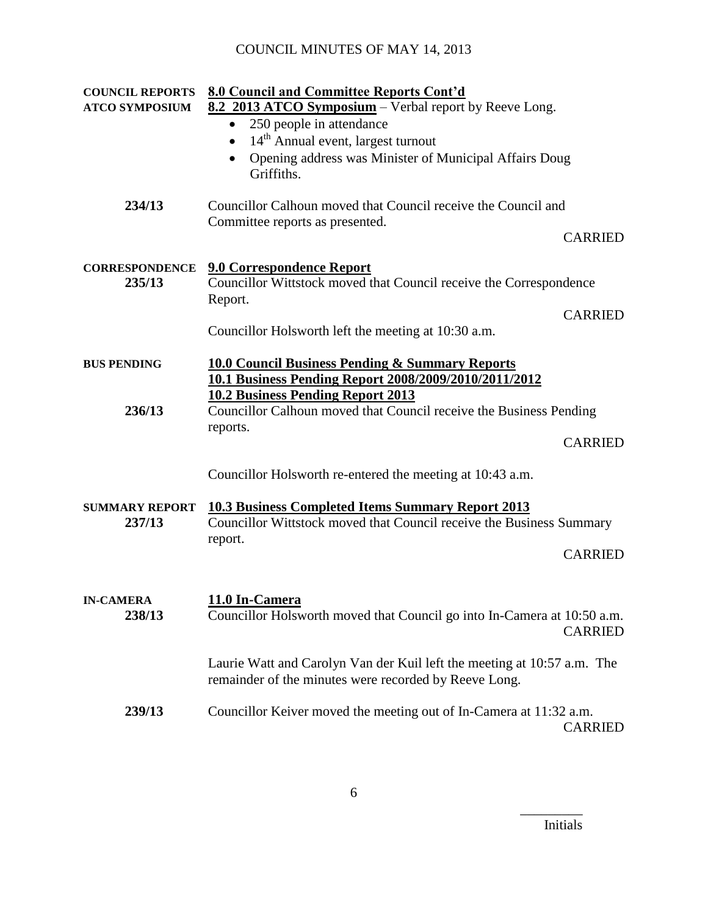| | |
|---|---|
| **COUNCIL REPORTS** | **8.0 Council and Committee Reports Cont'd** |
| **ATCO SYMPOSIUM** | **8.2 2013 ATCO Symposium** – Verbal report by Reeve Long.<br>• 250 people in attendance<br>• 14th Annual event, largest turnout<br>• Opening address was Minister of Municipal Affairs Doug Griffiths. |
| **234/13** | Councillor Calhoun moved that Council receive the Council and Committee reports as presented.<br>CARRIED |
| **CORRESPONDENCE** | **9.0 Correspondence Report** |
| **235/13** | Councillor Wittstock moved that Council receive the Correspondence Report.<br>CARRIED |
| | Councillor Holsworth left the meeting at 10:30 a.m. |
| **BUS PENDING** | **10.0 Council Business Pending & Summary Reports**<br>**10.1 Business Pending Report 2008/2009/2010/2011/2012**<br>**10.2 Business Pending Report 2013** |
| **236/13** | Councillor Calhoun moved that Council receive the Business Pending reports.<br>CARRIED |
| | Councillor Holsworth re-entered the meeting at 10:43 a.m. |
| **SUMMARY REPORT** | **10.3 Business Completed Items Summary Report 2013** |
| **237/13** | Councillor Wittstock moved that Council receive the Business Summary report.<br>CARRIED |
| **IN-CAMERA** | **11.0 In-Camera** |
| **238/13** | Councillor Holsworth moved that Council go into In-Camera at 10:50 a.m.<br>CARRIED |
| | Laurie Watt and Carolyn Van der Kuil left the meeting at 10:57 a.m. The remainder of the minutes were recorded by Reeve Long. |
| **239/13** | Councillor Keiver moved the meeting out of In-Camera at 11:32 a.m.<br>CARRIED |

_________
Initials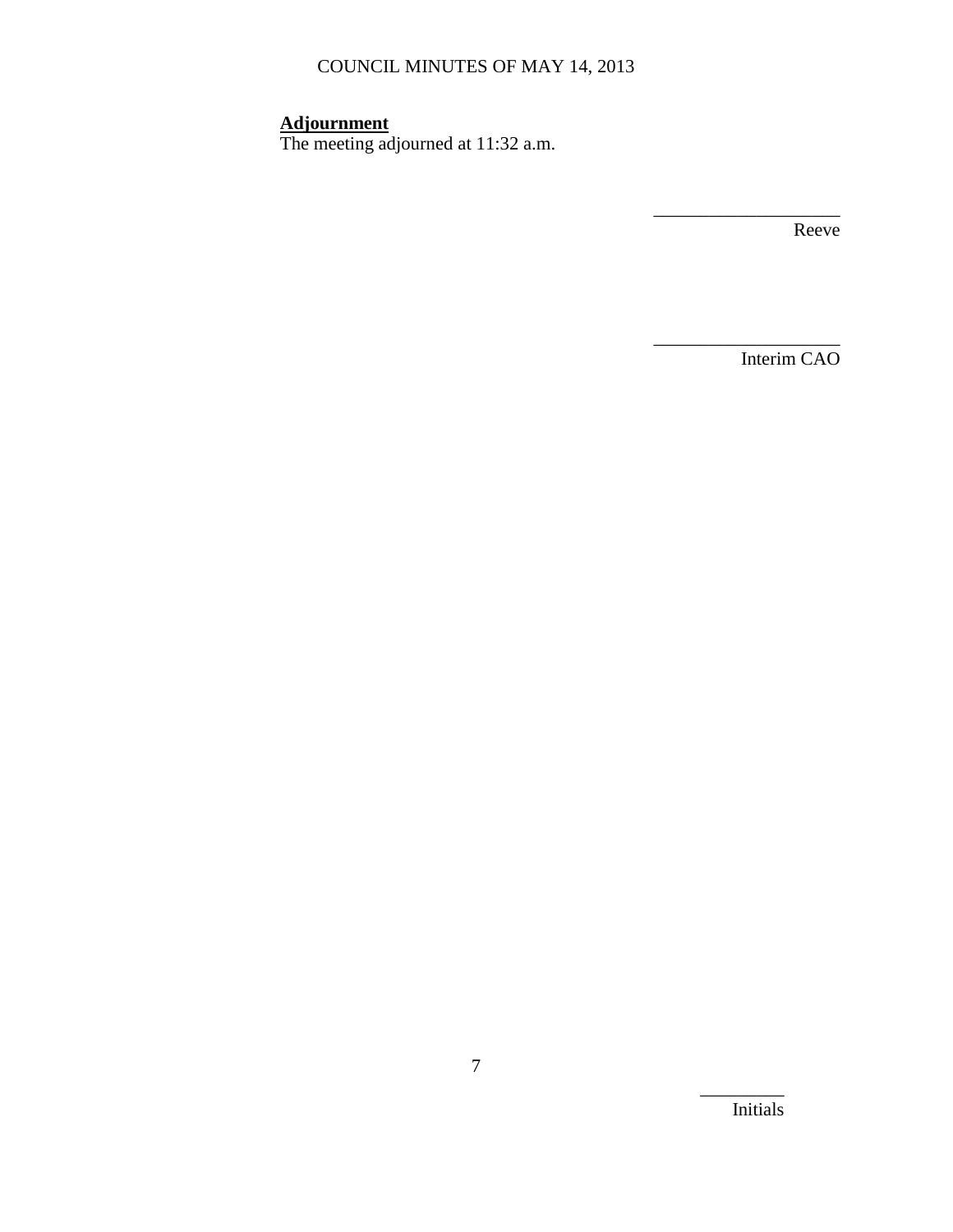**Adjournment**

The meeting adjourned at 11:32 a.m.

\_\_\_\_\_\_\_\_\_\_\_\_\_\_\_\_\_\_\_\_
Reeve

\_\_\_\_\_\_\_\_\_\_\_\_\_\_\_\_\_\_\_\_
Interim CAO

\_\_\_\_\_\_\_\_\_
Initials